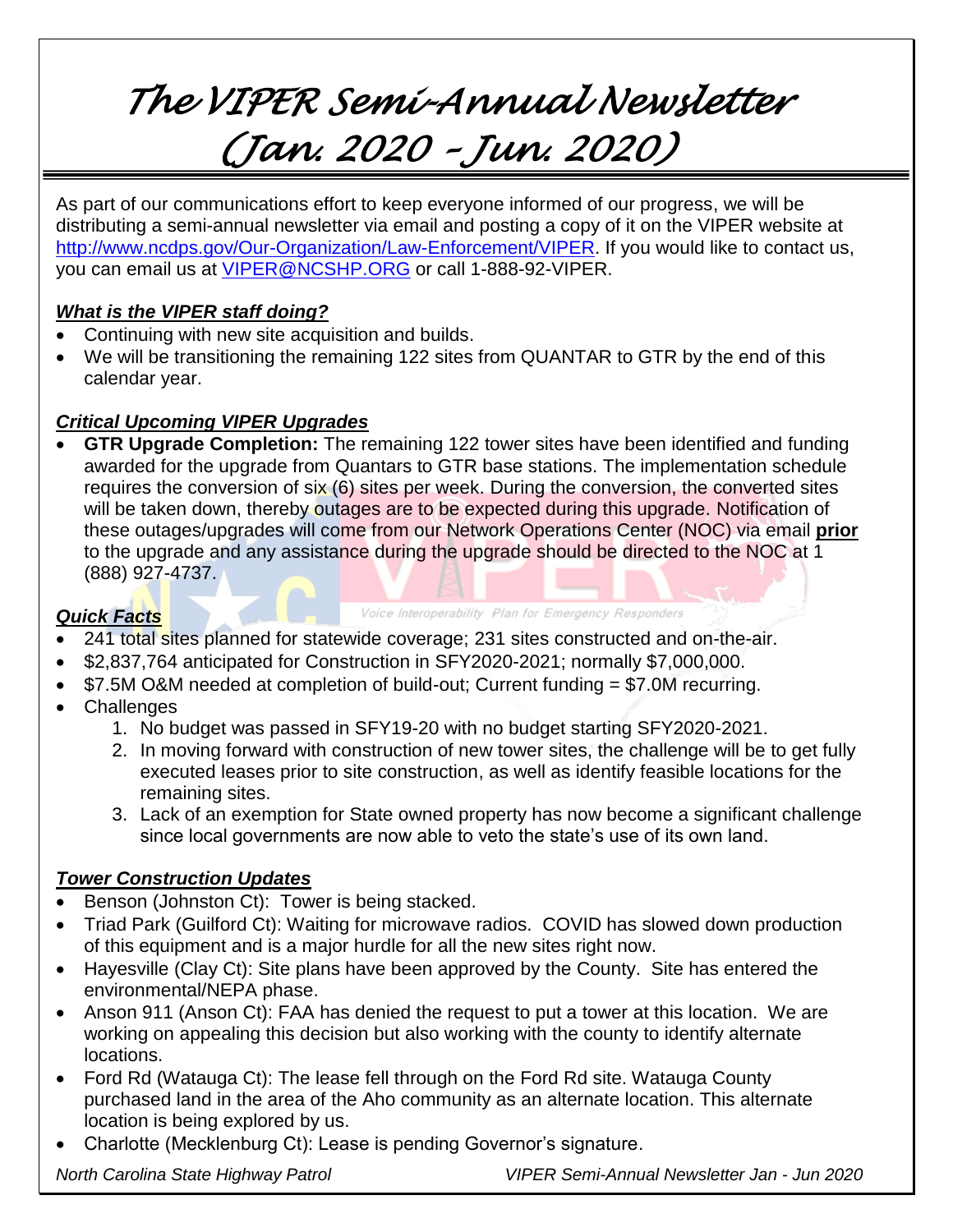# The VIPER Semi-Annual Newsletter (Jan. 2020 – Jun. 2020)

As part of our communications effort to keep everyone informed of our progress, we will be distributing a semi-annual newsletter via email and posting a copy of it on the VIPER website at http://www.ncdps.gov/Our-Organization/Law-Enforcement/VIPER. If you would like to contact us, you can email us at VIPER@NCSHP.ORG or call 1-888-92-VIPER.

### *What is the VIPER staff doing?*

- Continuing with new site acquisition and builds.
- We will be transitioning the remaining 122 sites from QUANTAR to GTR by the end of this calendar year.

### *Critical Upcoming VIPER Upgrades*

- **GTR Upgrade Completion:** The remaining 122 tower sites have been identified and funding awarded for the upgrade from Quantars to GTR base stations. The implementation schedule requires the conversion of six (6) sites per week. During the conversion, the converted sites will be taken down, thereby outages are to be expected during this upgrade. Notification of these outages/upgrades will come from our Network Operations Center (NOC) via email **prior** to the upgrade and any assistance during the upgrade should be directed to the NOC at 1 (888) 927-4737.

### *Quick Facts*

- 241 total sites planned for statewide coverage; 231 sites constructed and on-the-air.
- $2,837,764 anticipated for Construction in SFY2020-2021; normally $7,000,000.
- $7.5M O&M needed at completion of build-out; Current funding = $7.0M recurring.
- Challenges
  1. No budget was passed in SFY19-20 with no budget starting SFY2020-2021.
  2. In moving forward with construction of new tower sites, the challenge will be to get fully executed leases prior to site construction, as well as identify feasible locations for the remaining sites.
  3. Lack of an exemption for State owned property has now become a significant challenge since local governments are now able to veto the state's use of its own land.

### *Tower Construction Updates*

- Benson (Johnston Ct): Tower is being stacked.
- Triad Park (Guilford Ct): Waiting for microwave radios. COVID has slowed down production of this equipment and is a major hurdle for all the new sites right now.
- Hayesville (Clay Ct): Site plans have been approved by the County. Site has entered the environmental/NEPA phase.
- Anson 911 (Anson Ct): FAA has denied the request to put a tower at this location. We are working on appealing this decision but also working with the county to identify alternate locations.
- Ford Rd (Watauga Ct): The lease fell through on the Ford Rd site. Watauga County purchased land in the area of the Aho community as an alternate location. This alternate location is being explored by us.
- Charlotte (Mecklenburg Ct): Lease is pending Governor's signature.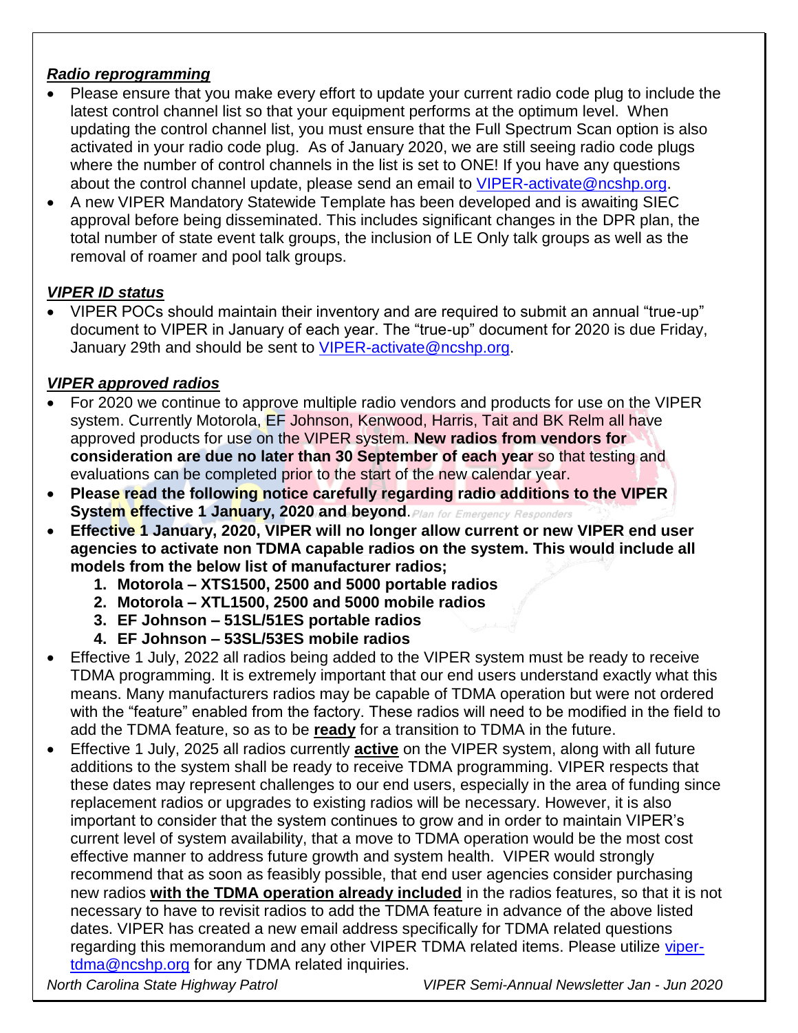***Radio reprogramming***

- Please ensure that you make every effort to update your current radio code plug to include the latest control channel list so that your equipment performs at the optimum level. When updating the control channel list, you must ensure that the Full Spectrum Scan option is also activated in your radio code plug. As of January 2020, we are still seeing radio code plugs where the number of control channels in the list is set to ONE! If you have any questions about the control channel update, please send an email to VIPER-activate@ncshp.org.
- A new VIPER Mandatory Statewide Template has been developed and is awaiting SIEC approval before being disseminated. This includes significant changes in the DPR plan, the total number of state event talk groups, the inclusion of LE Only talk groups as well as the removal of roamer and pool talk groups.

***VIPER ID status***

- VIPER POCs should maintain their inventory and are required to submit an annual "true-up" document to VIPER in January of each year. The "true-up" document for 2020 is due Friday, January 29th and should be sent to VIPER-activate@ncshp.org.

***VIPER approved radios***

- For 2020 we continue to approve multiple radio vendors and products for use on the VIPER system. Currently Motorola, EF Johnson, Kenwood, Harris, Tait and BK Relm all have approved products for use on the VIPER system. **New radios from vendors for consideration are due no later than 30 September of each year** so that testing and evaluations can be completed prior to the start of the new calendar year.
- **Please read the following notice carefully regarding radio additions to the VIPER System effective 1 January, 2020 and beyond**.
- **Effective 1 January, 2020, VIPER will no longer allow current or new VIPER end user agencies to activate non TDMA capable radios on the system. This would include all models from the below list of manufacturer radios;**
  1. **Motorola – XTS1500, 2500 and 5000 portable radios**
  2. **Motorola – XTL1500, 2500 and 5000 mobile radios**
  3. **EF Johnson – 51SL/51ES portable radios**
  4. **EF Johnson – 53SL/53ES mobile radios**
- Effective 1 July, 2022 all radios being added to the VIPER system must be ready to receive TDMA programming. It is extremely important that our end users understand exactly what this means. Many manufacturers radios may be capable of TDMA operation but were not ordered with the "feature" enabled from the factory. These radios will need to be modified in the field to add the TDMA feature, so as to be **<u>ready</u>** for a transition to TDMA in the future.
- Effective 1 July, 2025 all radios currently **<u>active</u>** on the VIPER system, along with all future additions to the system shall be ready to receive TDMA programming. VIPER respects that these dates may represent challenges to our end users, especially in the area of funding since replacement radios or upgrades to existing radios will be necessary. However, it is also important to consider that the system continues to grow and in order to maintain VIPER's current level of system availability, that a move to TDMA operation would be the most cost effective manner to address future growth and system health. VIPER would strongly recommend that as soon as feasibly possible, that end user agencies consider purchasing new radios **<u>with the TDMA operation already included</u>** in the radios features, so that it is not necessary to have to revisit radios to add the TDMA feature in advance of the above listed dates. VIPER has created a new email address specifically for TDMA related questions regarding this memorandum and any other VIPER TDMA related items. Please utilize viper-tdma@ncshp.org for any TDMA related inquiries.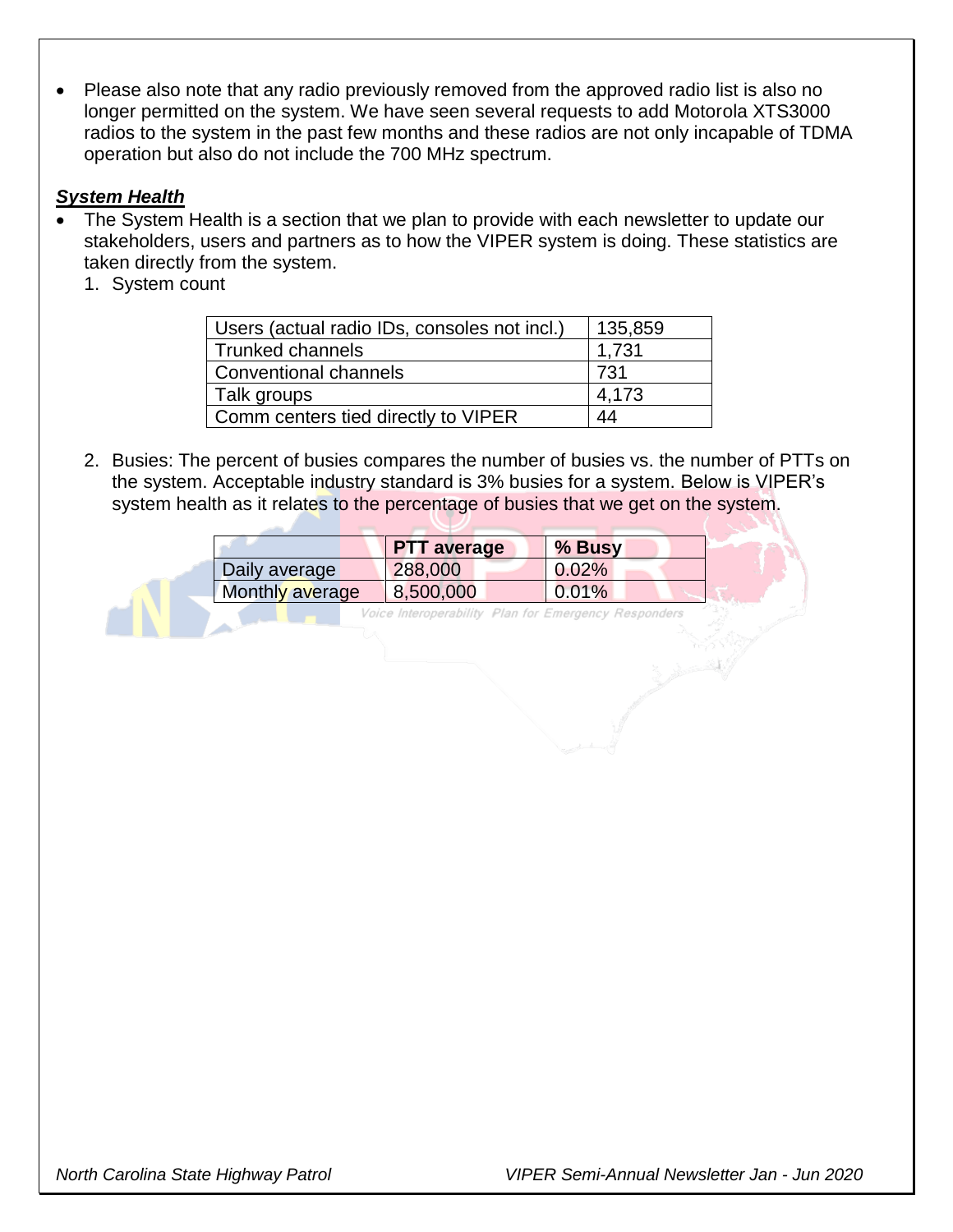- Please also note that any radio previously removed from the approved radio list is also no longer permitted on the system. We have seen several requests to add Motorola XTS3000 radios to the system in the past few months and these radios are not only incapable of TDMA operation but also do not include the 700 MHz spectrum.

***System Health***

- The System Health is a section that we plan to provide with each newsletter to update our stakeholders, users and partners as to how the VIPER system is doing. These statistics are taken directly from the system.
  1. System count

| | |
|---|---|
| Users (actual radio IDs, consoles not incl.) | 135,859 |
| Trunked channels | 1,731 |
| Conventional channels | 731 |
| Talk groups | 4,173 |
| Comm centers tied directly to VIPER | 44 |

  2. Busies: The percent of busies compares the number of busies vs. the number of PTTs on the system. Acceptable industry standard is 3% busies for a system. Below is VIPER's system health as it relates to the percentage of busies that we get on the system.

| | PTT average | % Busy |
|---|---|---|
| Daily average | 288,000 | 0.02% |
| Monthly average | 8,500,000 | 0.01% |